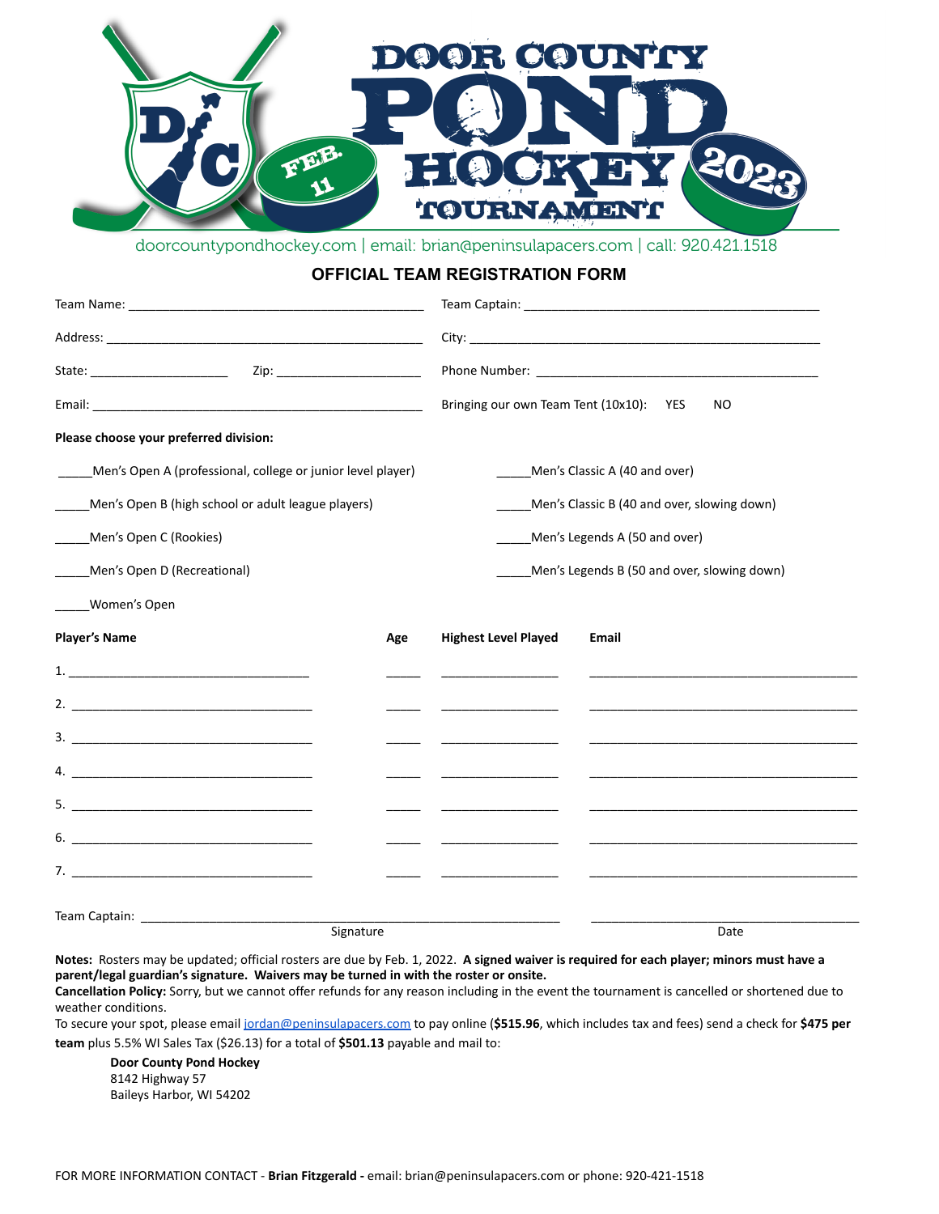# DOOR COUNTY POND HOCKEY TOURNAMENT

FEB. 11

2023

doorcountypondhockey.com | email: brian@peninsulapacers.com | call: 920.421.1518

## OFFICIAL TEAM REGISTRATION FORM

Team Name: ________________________________________

Team Captain: ________________________________________

Address: ________________________________________

City: ________________________________________

State: ____________________ Zip: ____________________

Phone Number: ________________________________________

Email: ________________________________________

Bringing our own Team Tent (10x10): YES NO

**Please choose your preferred division:**

_____Men's Open A (professional, college or junior level player)

_____Men's Open B (high school or adult league players)

_____Men's Open C (Rookies)

_____Men's Open D (Recreational)

_____Women's Open

_____Men's Classic A (40 and over)

_____Men's Classic B (40 and over, slowing down)

_____Men's Legends A (50 and over)

_____Men's Legends B (50 and over, slowing down)

| **Player's Name** | **Age** | **Highest Level Played** | **Email** |
|---|---|---|---|
| 1. ____________________ | _____ | ____________ | ____________________ |
| 2. ____________________ | _____ | ____________ | ____________________ |
| 3. ____________________ | _____ | ____________ | ____________________ |
| 4. ____________________ | _____ | ____________ | ____________________ |
| 5. ____________________ | _____ | ____________ | ____________________ |
| 6. ____________________ | _____ | ____________ | ____________________ |
| 7. ____________________ | _____ | ____________ | ____________________ |

Team Captain: ________________________________________ ____________________

Signature Date

**Notes:** Rosters may be updated; official rosters are due by Feb. 1, 2022. **A signed waiver is required for each player; minors must have a parent/legal guardian's signature. Waivers may be turned in with the roster or onsite.**

**Cancellation Policy:** Sorry, but we cannot offer refunds for any reason including in the event the tournament is cancelled or shortened due to weather conditions.

To secure your spot, please email jordan@peninsulapacers.com to pay online (**$515.96**, which includes tax and fees) send a check for **$475 per team** plus 5.5% WI Sales Tax ($26.13) for a total of **$501.13** payable and mail to:

**Door County Pond Hockey**
8142 Highway 57
Baileys Harbor, WI 54202

FOR MORE INFORMATION CONTACT - **Brian Fitzgerald -** email: brian@peninsulapacers.com or phone: 920-421-1518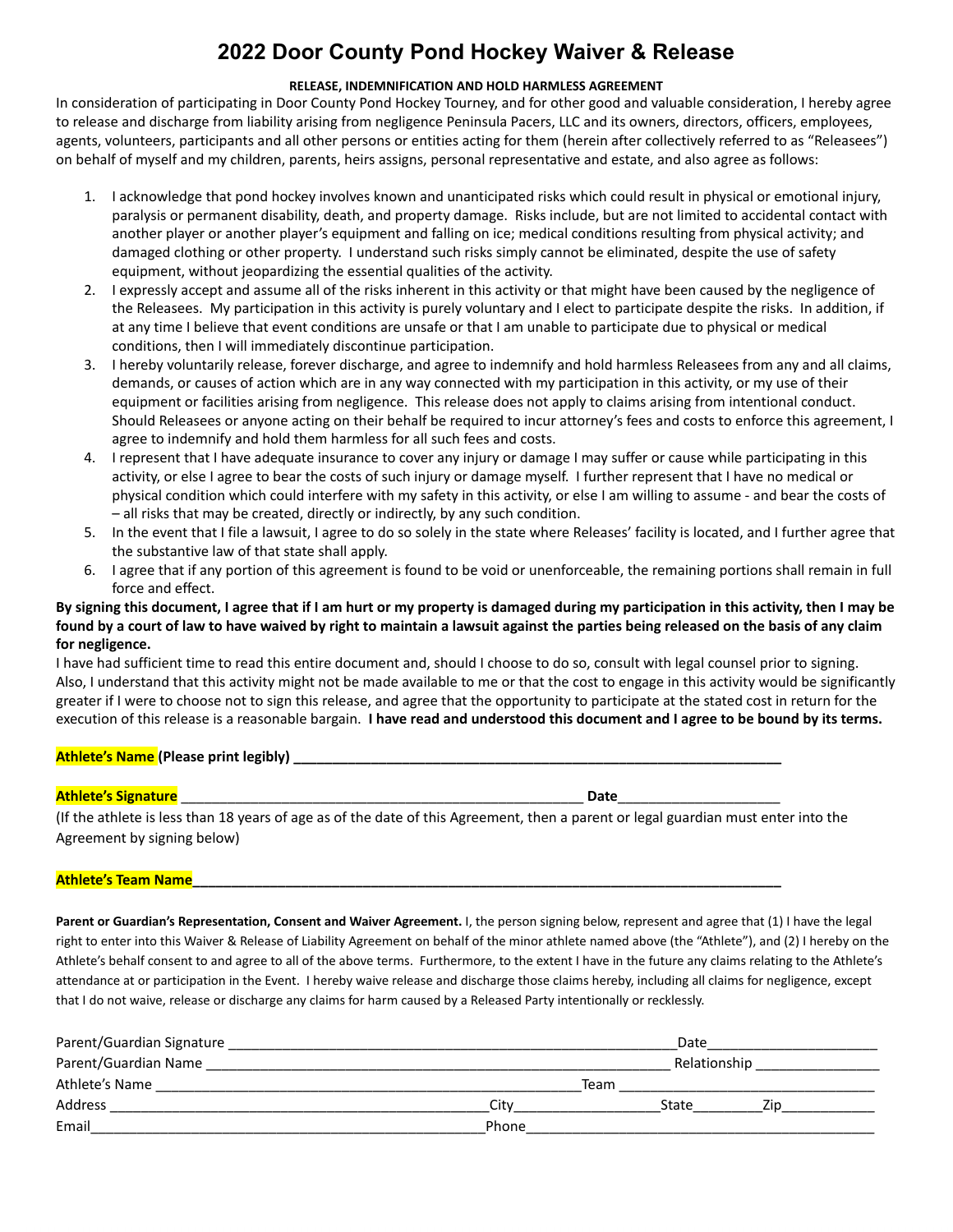# 2022 Door County Pond Hockey Waiver & Release

**RELEASE, INDEMNIFICATION AND HOLD HARMLESS AGREEMENT**

In consideration of participating in Door County Pond Hockey Tourney, and for other good and valuable consideration, I hereby agree to release and discharge from liability arising from negligence Peninsula Pacers, LLC and its owners, directors, officers, employees, agents, volunteers, participants and all other persons or entities acting for them (herein after collectively referred to as "Releasees") on behalf of myself and my children, parents, heirs assigns, personal representative and estate, and also agree as follows:

1. I acknowledge that pond hockey involves known and unanticipated risks which could result in physical or emotional injury, paralysis or permanent disability, death, and property damage. Risks include, but are not limited to accidental contact with another player or another player's equipment and falling on ice; medical conditions resulting from physical activity; and damaged clothing or other property. I understand such risks simply cannot be eliminated, despite the use of safety equipment, without jeopardizing the essential qualities of the activity.
2. I expressly accept and assume all of the risks inherent in this activity or that might have been caused by the negligence of the Releasees. My participation in this activity is purely voluntary and I elect to participate despite the risks. In addition, if at any time I believe that event conditions are unsafe or that I am unable to participate due to physical or medical conditions, then I will immediately discontinue participation.
3. I hereby voluntarily release, forever discharge, and agree to indemnify and hold harmless Releasees from any and all claims, demands, or causes of action which are in any way connected with my participation in this activity, or my use of their equipment or facilities arising from negligence. This release does not apply to claims arising from intentional conduct. Should Releasees or anyone acting on their behalf be required to incur attorney's fees and costs to enforce this agreement, I agree to indemnify and hold them harmless for all such fees and costs.
4. I represent that I have adequate insurance to cover any injury or damage I may suffer or cause while participating in this activity, or else I agree to bear the costs of such injury or damage myself. I further represent that I have no medical or physical condition which could interfere with my safety in this activity, or else I am willing to assume - and bear the costs of – all risks that may be created, directly or indirectly, by any such condition.
5. In the event that I file a lawsuit, I agree to do so solely in the state where Releases' facility is located, and I further agree that the substantive law of that state shall apply.
6. I agree that if any portion of this agreement is found to be void or unenforceable, the remaining portions shall remain in full force and effect.

**By signing this document, I agree that if I am hurt or my property is damaged during my participation in this activity, then I may be found by a court of law to have waived by right to maintain a lawsuit against the parties being released on the basis of any claim for negligence.**

I have had sufficient time to read this entire document and, should I choose to do so, consult with legal counsel prior to signing. Also, I understand that this activity might not be made available to me or that the cost to engage in this activity would be significantly greater if I were to choose not to sign this release, and agree that the opportunity to participate at the stated cost in return for the execution of this release is a reasonable bargain. **I have read and understood this document and I agree to be bound by its terms.**

**Athlete's Name (Please print legibly)** ______________________________________________

**Athlete's Signature** ________________________________________ **Date**________________

(If the athlete is less than 18 years of age as of the date of this Agreement, then a parent or legal guardian must enter into the Agreement by signing below)

**Athlete's Team Name**______________________________________________________

**Parent or Guardian's Representation, Consent and Waiver Agreement.** I, the person signing below, represent and agree that (1) I have the legal right to enter into this Waiver & Release of Liability Agreement on behalf of the minor athlete named above (the "Athlete"), and (2) I hereby on the Athlete's behalf consent to and agree to all of the above terms. Furthermore, to the extent I have in the future any claims relating to the Athlete's attendance at or participation in the Event. I hereby waive release and discharge those claims hereby, including all claims for negligence, except that I do not waive, release or discharge any claims for harm caused by a Released Party intentionally or recklessly.

Parent/Guardian Signature ______________________________________________Date__________________

Parent/Guardian Name ________________________________________________ Relationship ______________

Athlete's Name ___________________________________________Team __________________________

Address _____________________________________City_______________State________Zip__________

Email_______________________________________Phone_____________________________________